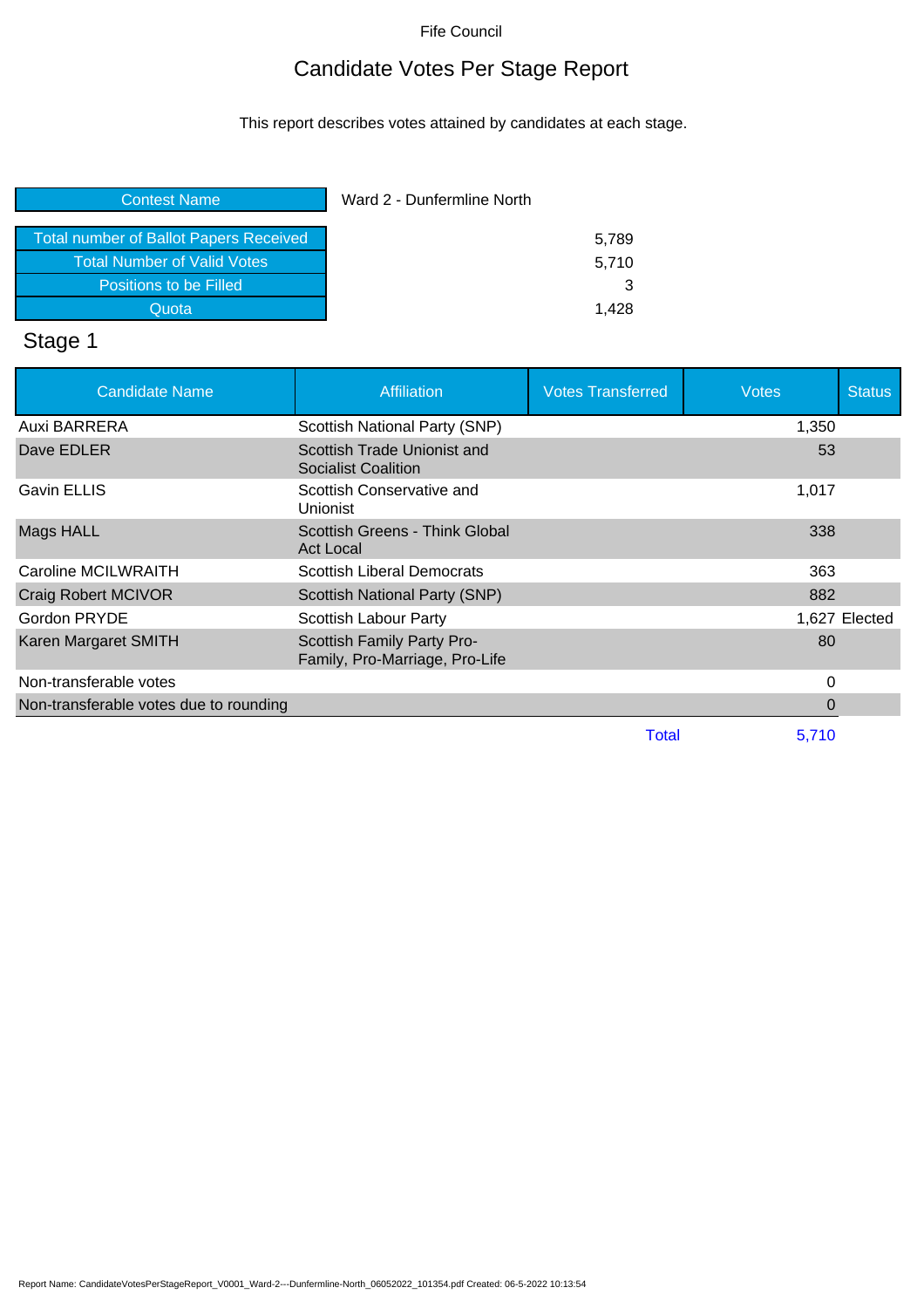Fife Council

# Candidate Votes Per Stage Report

This report describes votes attained by candidates at each stage.

| Contest Name | Ward 2 - Dunfermline North |
|---|---|
| Total number of Ballot Papers Received | 5,789 |
| Total Number of Valid Votes | 5,710 |
| Positions to be Filled | 3 |
| Quota | 1,428 |

## Stage 1

| Candidate Name | Affiliation | Votes Transferred | Votes | Status |
|---|---|---|---|---|
| Auxi BARRERA | Scottish National Party (SNP) | | 1,350 | |
| Dave EDLER | Scottish Trade Unionist and Socialist Coalition | | 53 | |
| Gavin ELLIS | Scottish Conservative and Unionist | | 1,017 | |
| Mags HALL | Scottish Greens - Think Global Act Local | | 338 | |
| Caroline MCILWRAITH | Scottish Liberal Democrats | | 363 | |
| Craig Robert MCIVOR | Scottish National Party (SNP) | | 882 | |
| Gordon PRYDE | Scottish Labour Party | | 1,627 | Elected |
| Karen Margaret SMITH | Scottish Family Party Pro-Family, Pro-Marriage, Pro-Life | | 80 | |
| Non-transferable votes | | | 0 | |
| Non-transferable votes due to rounding | | | 0 | |
| | | Total | 5,710 | |

Report Name: CandidateVotesPerStageReport_V0001_Ward-2---Dunfermline-North_06052022_101354.pdf Created: 06-5-2022 10:13:54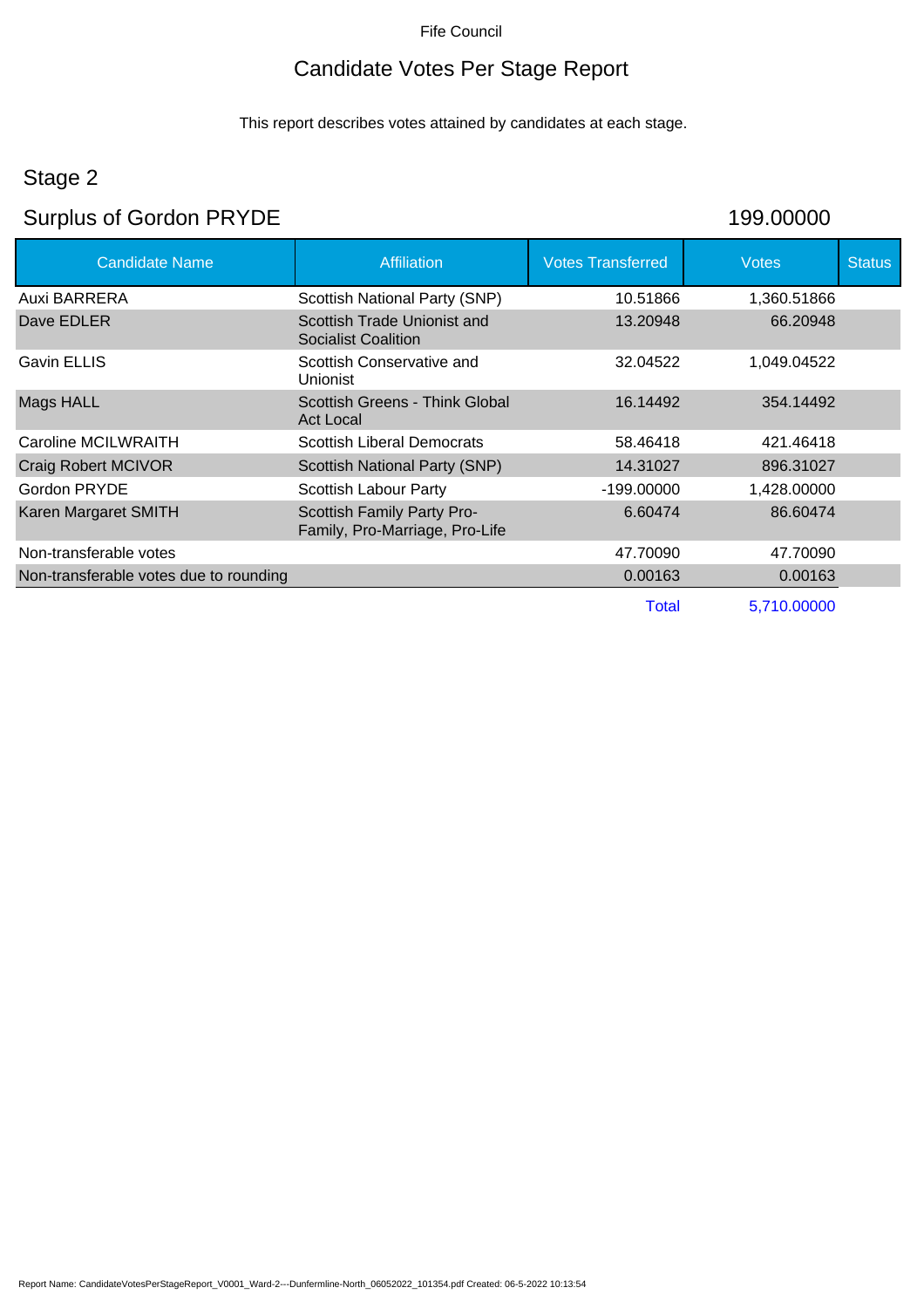Fife Council

# Candidate Votes Per Stage Report

This report describes votes attained by candidates at each stage.

## Stage 2

## Surplus of Gordon PRYDE 199.00000

| Candidate Name | Affiliation | Votes Transferred | Votes | Status |
|---|---|---|---|---|
| Auxi BARRERA | Scottish National Party (SNP) | 10.51866 | 1,360.51866 | |
| Dave EDLER | Scottish Trade Unionist and Socialist Coalition | 13.20948 | 66.20948 | |
| Gavin ELLIS | Scottish Conservative and Unionist | 32.04522 | 1,049.04522 | |
| Mags HALL | Scottish Greens - Think Global Act Local | 16.14492 | 354.14492 | |
| Caroline MCILWRAITH | Scottish Liberal Democrats | 58.46418 | 421.46418 | |
| Craig Robert MCIVOR | Scottish National Party (SNP) | 14.31027 | 896.31027 | |
| Gordon PRYDE | Scottish Labour Party | -199.00000 | 1,428.00000 | |
| Karen Margaret SMITH | Scottish Family Party Pro-Family, Pro-Marriage, Pro-Life | 6.60474 | 86.60474 | |
| Non-transferable votes | | 47.70090 | 47.70090 | |
| Non-transferable votes due to rounding | | 0.00163 | 0.00163 | |
| | | Total | 5,710.00000 | |

Report Name: CandidateVotesPerStageReport_V0001_Ward-2---Dunfermline-North_06052022_101354.pdf Created: 06-5-2022 10:13:54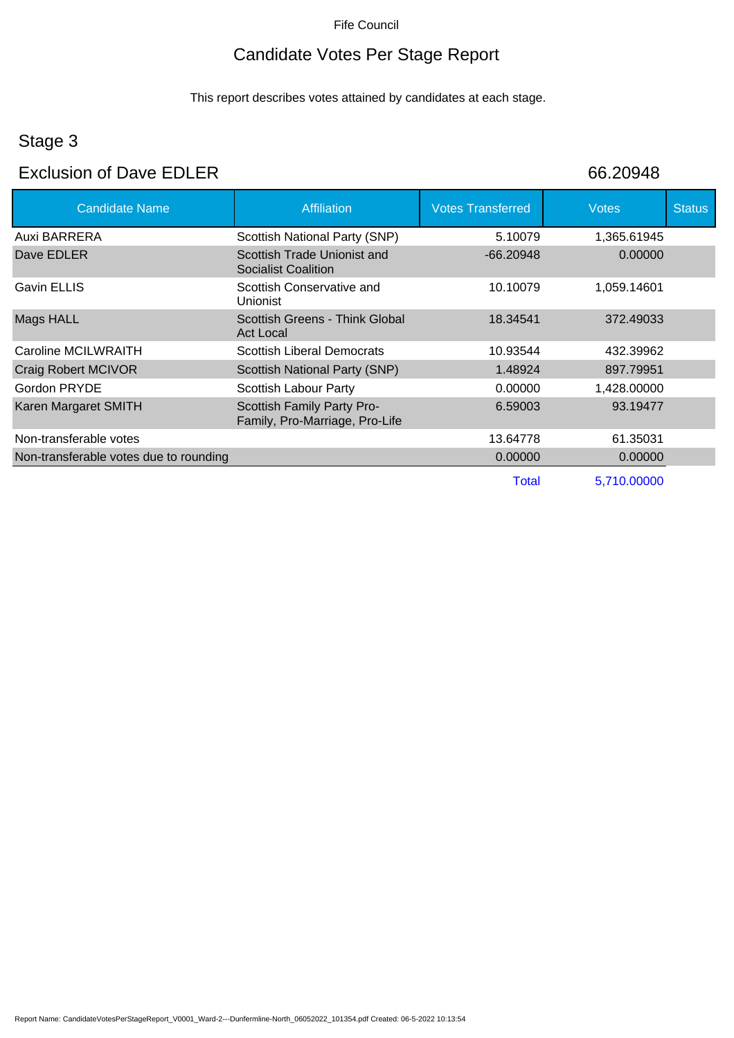Fife Council

# Candidate Votes Per Stage Report

This report describes votes attained by candidates at each stage.

## Stage 3

## Exclusion of Dave EDLER

66.20948

| Candidate Name | Affiliation | Votes Transferred | Votes | Status |
|---|---|---|---|---|
| Auxi BARRERA | Scottish National Party (SNP) | 5.10079 | 1,365.61945 | |
| Dave EDLER | Scottish Trade Unionist and Socialist Coalition | -66.20948 | 0.00000 | |
| Gavin ELLIS | Scottish Conservative and Unionist | 10.10079 | 1,059.14601 | |
| Mags HALL | Scottish Greens - Think Global Act Local | 18.34541 | 372.49033 | |
| Caroline MCILWRAITH | Scottish Liberal Democrats | 10.93544 | 432.39962 | |
| Craig Robert MCIVOR | Scottish National Party (SNP) | 1.48924 | 897.79951 | |
| Gordon PRYDE | Scottish Labour Party | 0.00000 | 1,428.00000 | |
| Karen Margaret SMITH | Scottish Family Party Pro-Family, Pro-Marriage, Pro-Life | 6.59003 | 93.19477 | |
| Non-transferable votes | | 13.64778 | 61.35031 | |
| Non-transferable votes due to rounding | | 0.00000 | 0.00000 | |
| | | Total | 5,710.00000 | |

Report Name: CandidateVotesPerStageReport_V0001_Ward-2---Dunfermline-North_06052022_101354.pdf Created: 06-5-2022 10:13:54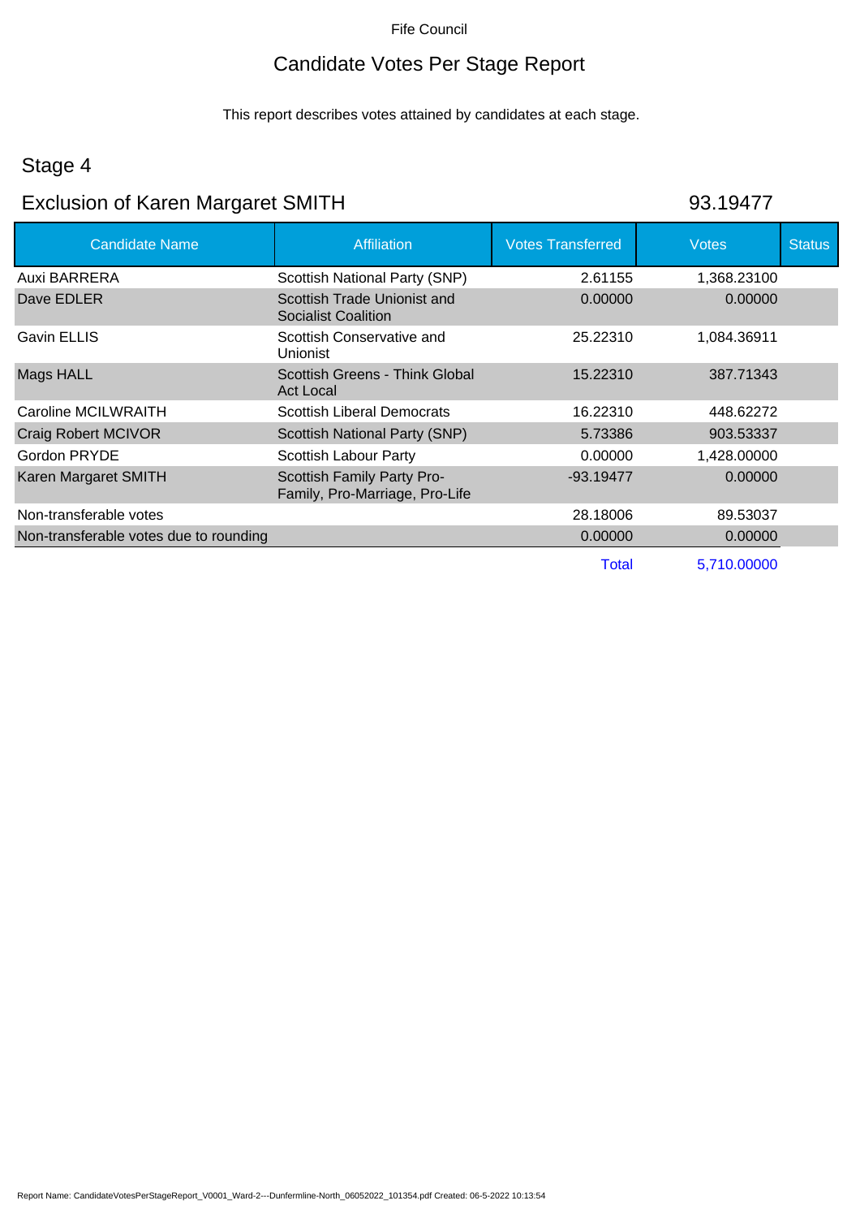Fife Council

# Candidate Votes Per Stage Report

This report describes votes attained by candidates at each stage.

## Stage 4

## Exclusion of Karen Margaret SMITH — 93.19477

| Candidate Name | Affiliation | Votes Transferred | Votes | Status |
|---|---|---|---|---|
| Auxi BARRERA | Scottish National Party (SNP) | 2.61155 | 1,368.23100 | |
| Dave EDLER | Scottish Trade Unionist and Socialist Coalition | 0.00000 | 0.00000 | |
| Gavin ELLIS | Scottish Conservative and Unionist | 25.22310 | 1,084.36911 | |
| Mags HALL | Scottish Greens - Think Global Act Local | 15.22310 | 387.71343 | |
| Caroline MCILWRAITH | Scottish Liberal Democrats | 16.22310 | 448.62272 | |
| Craig Robert MCIVOR | Scottish National Party (SNP) | 5.73386 | 903.53337 | |
| Gordon PRYDE | Scottish Labour Party | 0.00000 | 1,428.00000 | |
| Karen Margaret SMITH | Scottish Family Party Pro-Family, Pro-Marriage, Pro-Life | -93.19477 | 0.00000 | |
| Non-transferable votes | | 28.18006 | 89.53037 | |
| Non-transferable votes due to rounding | | 0.00000 | 0.00000 | |
| | | Total | 5,710.00000 | |

Report Name: CandidateVotesPerStageReport_V0001_Ward-2---Dunfermline-North_06052022_101354.pdf Created: 06-5-2022 10:13:54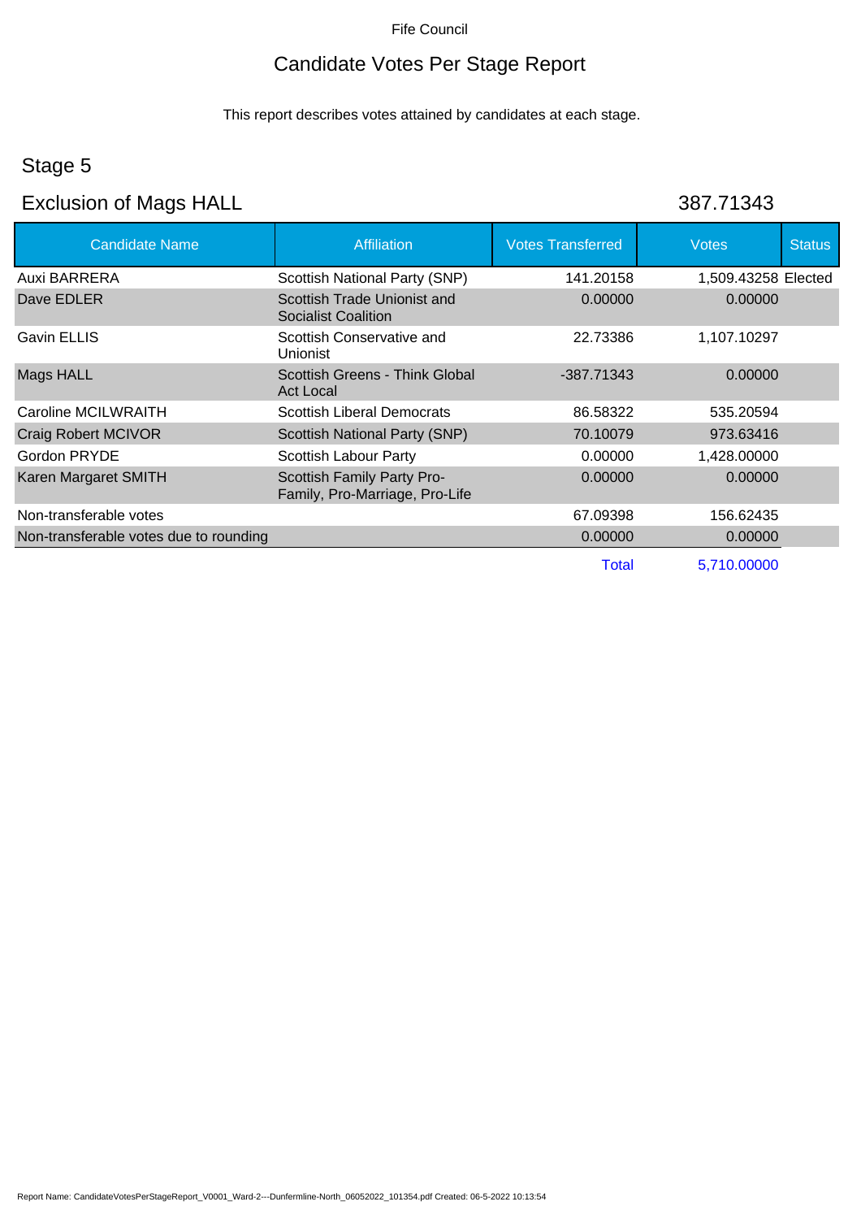Fife Council

# Candidate Votes Per Stage Report

This report describes votes attained by candidates at each stage.

## Stage 5

## Exclusion of Mags HALL

387.71343

| Candidate Name | Affiliation | Votes Transferred | Votes | Status |
|---|---|---|---|---|
| Auxi BARRERA | Scottish National Party (SNP) | 141.20158 | 1,509.43258 | Elected |
| Dave EDLER | Scottish Trade Unionist and Socialist Coalition | 0.00000 | 0.00000 | |
| Gavin ELLIS | Scottish Conservative and Unionist | 22.73386 | 1,107.10297 | |
| Mags HALL | Scottish Greens - Think Global Act Local | -387.71343 | 0.00000 | |
| Caroline MCILWRAITH | Scottish Liberal Democrats | 86.58322 | 535.20594 | |
| Craig Robert MCIVOR | Scottish National Party (SNP) | 70.10079 | 973.63416 | |
| Gordon PRYDE | Scottish Labour Party | 0.00000 | 1,428.00000 | |
| Karen Margaret SMITH | Scottish Family Party Pro-Family, Pro-Marriage, Pro-Life | 0.00000 | 0.00000 | |
| Non-transferable votes | | 67.09398 | 156.62435 | |
| Non-transferable votes due to rounding | | 0.00000 | 0.00000 | |
| | | Total | 5,710.00000 | |

Report Name: CandidateVotesPerStageReport_V0001_Ward-2---Dunfermline-North_06052022_101354.pdf Created: 06-5-2022 10:13:54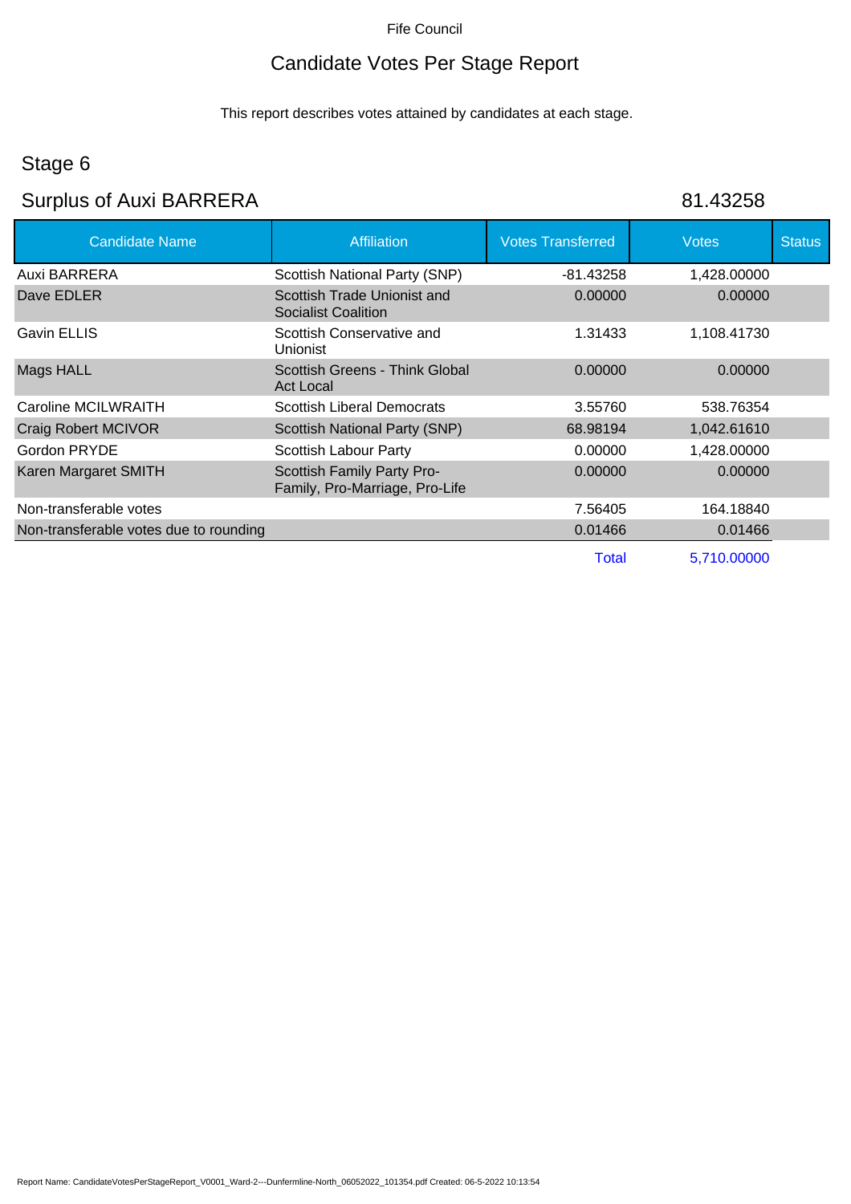Fife Council

# Candidate Votes Per Stage Report

This report describes votes attained by candidates at each stage.

## Stage 6

## Surplus of Auxi BARRERA 81.43258

| Candidate Name | Affiliation | Votes Transferred | Votes | Status |
|---|---|---|---|---|
| Auxi BARRERA | Scottish National Party (SNP) | -81.43258 | 1,428.00000 | |
| Dave EDLER | Scottish Trade Unionist and Socialist Coalition | 0.00000 | 0.00000 | |
| Gavin ELLIS | Scottish Conservative and Unionist | 1.31433 | 1,108.41730 | |
| Mags HALL | Scottish Greens - Think Global Act Local | 0.00000 | 0.00000 | |
| Caroline MCILWRAITH | Scottish Liberal Democrats | 3.55760 | 538.76354 | |
| Craig Robert MCIVOR | Scottish National Party (SNP) | 68.98194 | 1,042.61610 | |
| Gordon PRYDE | Scottish Labour Party | 0.00000 | 1,428.00000 | |
| Karen Margaret SMITH | Scottish Family Party Pro-Family, Pro-Marriage, Pro-Life | 0.00000 | 0.00000 | |
| Non-transferable votes | | 7.56405 | 164.18840 | |
| Non-transferable votes due to rounding | | 0.01466 | 0.01466 | |
| | | Total | 5,710.00000 | |

Report Name: CandidateVotesPerStageReport_V0001_Ward-2---Dunfermline-North_06052022_101354.pdf Created: 06-5-2022 10:13:54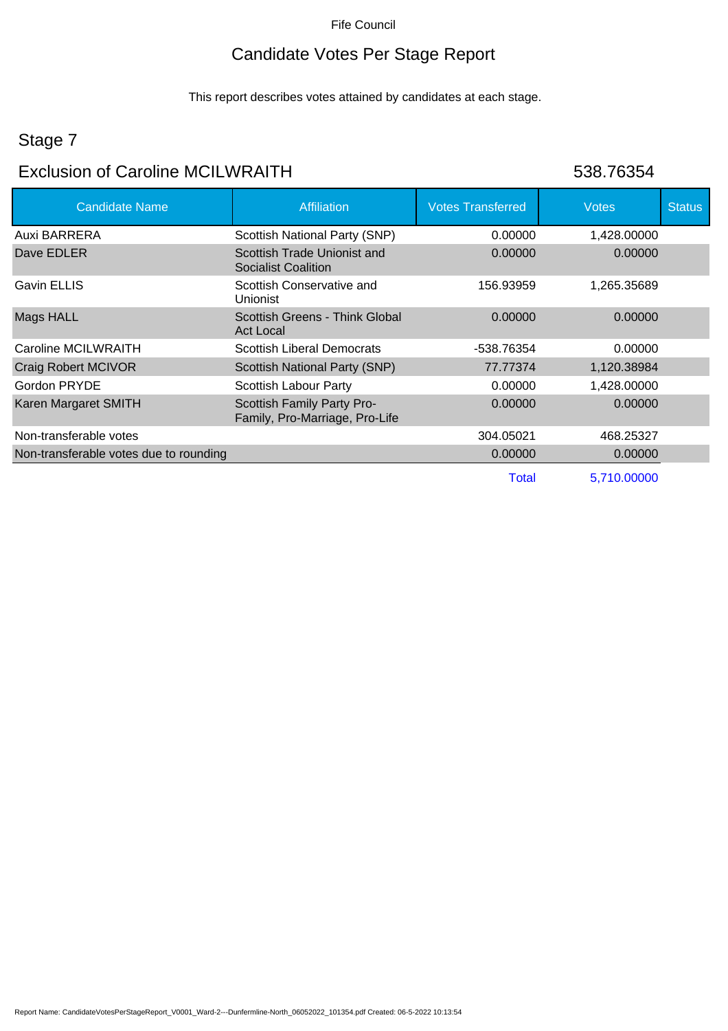Fife Council

# Candidate Votes Per Stage Report

This report describes votes attained by candidates at each stage.

## Stage 7

## Exclusion of Caroline MCILWRAITH 538.76354

| Candidate Name | Affiliation | Votes Transferred | Votes | Status |
|---|---|---|---|---|
| Auxi BARRERA | Scottish National Party (SNP) | 0.00000 | 1,428.00000 | |
| Dave EDLER | Scottish Trade Unionist and Socialist Coalition | 0.00000 | 0.00000 | |
| Gavin ELLIS | Scottish Conservative and Unionist | 156.93959 | 1,265.35689 | |
| Mags HALL | Scottish Greens - Think Global Act Local | 0.00000 | 0.00000 | |
| Caroline MCILWRAITH | Scottish Liberal Democrats | -538.76354 | 0.00000 | |
| Craig Robert MCIVOR | Scottish National Party (SNP) | 77.77374 | 1,120.38984 | |
| Gordon PRYDE | Scottish Labour Party | 0.00000 | 1,428.00000 | |
| Karen Margaret SMITH | Scottish Family Party Pro-Family, Pro-Marriage, Pro-Life | 0.00000 | 0.00000 | |
| Non-transferable votes | | 304.05021 | 468.25327 | |
| Non-transferable votes due to rounding | | 0.00000 | 0.00000 | |
| | | Total | 5,710.00000 | |

Report Name: CandidateVotesPerStageReport_V0001_Ward-2---Dunfermline-North_06052022_101354.pdf Created: 06-5-2022 10:13:54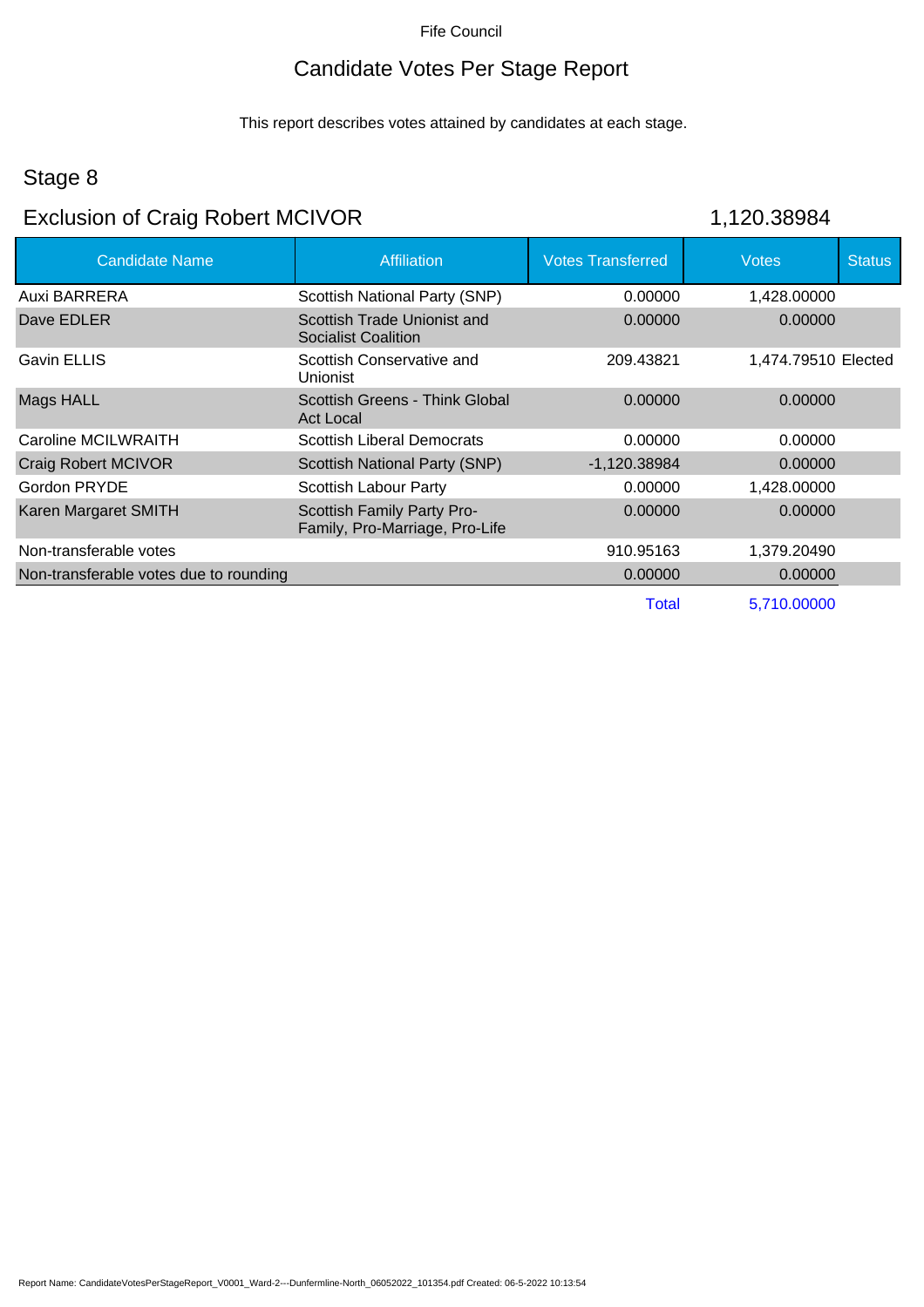Fife Council

# Candidate Votes Per Stage Report

This report describes votes attained by candidates at each stage.

## Stage 8

## Exclusion of Craig Robert MCIVOR 1,120.38984

| Candidate Name | Affiliation | Votes Transferred | Votes | Status |
|---|---|---|---|---|
| Auxi BARRERA | Scottish National Party (SNP) | 0.00000 | 1,428.00000 | |
| Dave EDLER | Scottish Trade Unionist and Socialist Coalition | 0.00000 | 0.00000 | |
| Gavin ELLIS | Scottish Conservative and Unionist | 209.43821 | 1,474.79510 | Elected |
| Mags HALL | Scottish Greens - Think Global Act Local | 0.00000 | 0.00000 | |
| Caroline MCILWRAITH | Scottish Liberal Democrats | 0.00000 | 0.00000 | |
| Craig Robert MCIVOR | Scottish National Party (SNP) | -1,120.38984 | 0.00000 | |
| Gordon PRYDE | Scottish Labour Party | 0.00000 | 1,428.00000 | |
| Karen Margaret SMITH | Scottish Family Party Pro-Family, Pro-Marriage, Pro-Life | 0.00000 | 0.00000 | |
| Non-transferable votes | | 910.95163 | 1,379.20490 | |
| Non-transferable votes due to rounding | | 0.00000 | 0.00000 | |
| | | Total | 5,710.00000 | |

Report Name: CandidateVotesPerStageReport_V0001_Ward-2---Dunfermline-North_06052022_101354.pdf Created: 06-5-2022 10:13:54